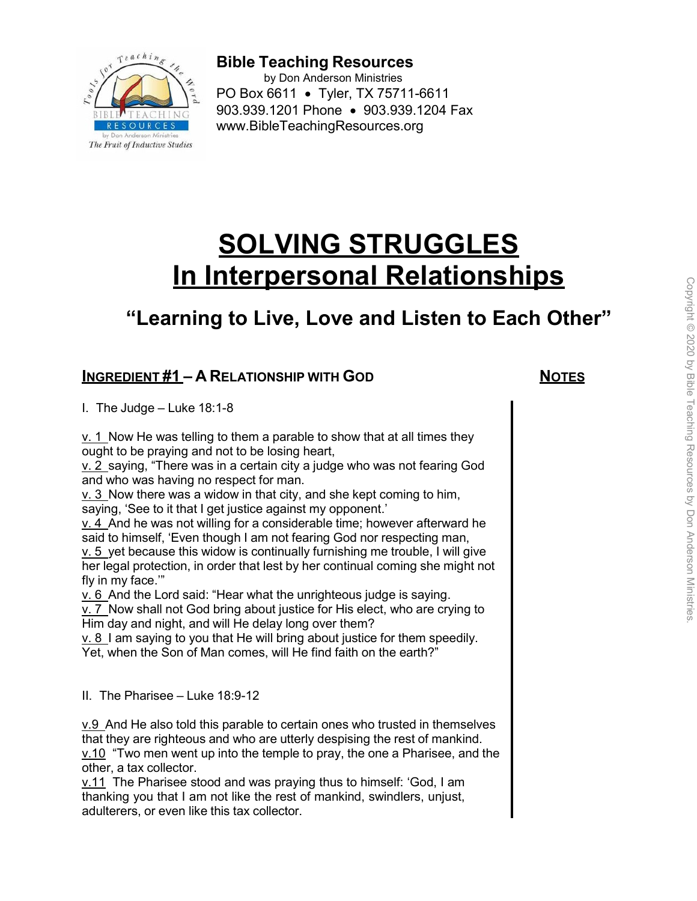**Bible Teaching Resources**
by Don Anderson Ministries
PO Box 6611 • Tyler, TX 75711-6611
903.939.1201 Phone • 903.939.1204 Fax
www.BibleTeachingResources.org

# SOLVING STRUGGLES In Interpersonal Relationships

## "Learning to Live, Love and Listen to Each Other"

### INGREDIENT #1 – A RELATIONSHIP WITH GOD

**NOTES**

I. The Judge – Luke 18:1-8

v. 1 Now He was telling to them a parable to show that at all times they ought to be praying and not to be losing heart,
v. 2 saying, "There was in a certain city a judge who was not fearing God and who was having no respect for man.
v. 3 Now there was a widow in that city, and she kept coming to him, saying, 'See to it that I get justice against my opponent.'
v. 4 And he was not willing for a considerable time; however afterward he said to himself, 'Even though I am not fearing God nor respecting man,
v. 5 yet because this widow is continually furnishing me trouble, I will give her legal protection, in order that lest by her continual coming she might not fly in my face.'"
v. 6 And the Lord said: "Hear what the unrighteous judge is saying.
v. 7 Now shall not God bring about justice for His elect, who are crying to Him day and night, and will He delay long over them?
v. 8 I am saying to you that He will bring about justice for them speedily. Yet, when the Son of Man comes, will He find faith on the earth?"

II. The Pharisee – Luke 18:9-12

v.9 And He also told this parable to certain ones who trusted in themselves that they are righteous and who are utterly despising the rest of mankind.
v.10 "Two men went up into the temple to pray, the one a Pharisee, and the other, a tax collector.
v.11 The Pharisee stood and was praying thus to himself: 'God, I am thanking you that I am not like the rest of mankind, swindlers, unjust, adulterers, or even like this tax collector.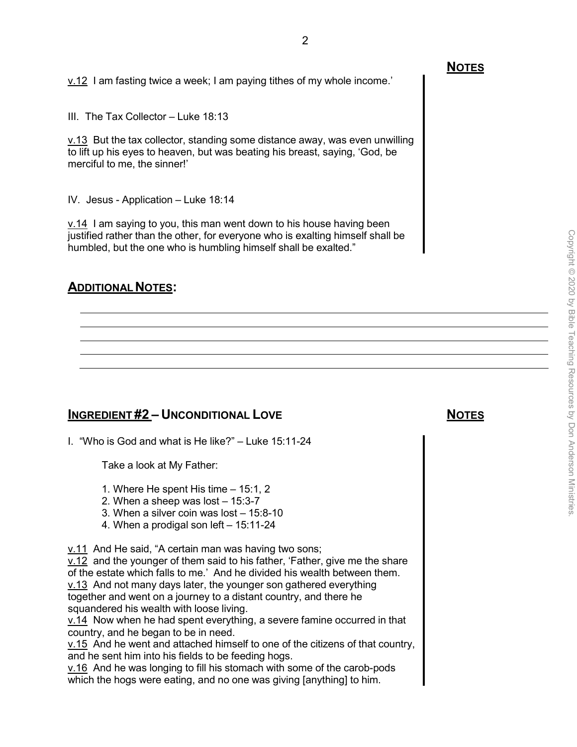**NOTES**

v.12 I am fasting twice a week; I am paying tithes of my whole income.'

III. The Tax Collector – Luke 18:13

v.13 But the tax collector, standing some distance away, was even unwilling to lift up his eyes to heaven, but was beating his breast, saying, 'God, be merciful to me, the sinner!'

IV. Jesus - Application – Luke 18:14

v.14 I am saying to you, this man went down to his house having been justified rather than the other, for everyone who is exalting himself shall be humbled, but the one who is humbling himself shall be exalted."

## ADDITIONAL NOTES:

## INGREDIENT #2 – UNCONDITIONAL LOVE

**NOTES**

I. "Who is God and what is He like?" – Luke 15:11-24

Take a look at My Father:

1. Where He spent His time – 15:1, 2
2. When a sheep was lost – 15:3-7
3. When a silver coin was lost – 15:8-10
4. When a prodigal son left – 15:11-24

v.11 And He said, "A certain man was having two sons;
v.12 and the younger of them said to his father, 'Father, give me the share of the estate which falls to me.' And he divided his wealth between them.
v.13 And not many days later, the younger son gathered everything together and went on a journey to a distant country, and there he squandered his wealth with loose living.
v.14 Now when he had spent everything, a severe famine occurred in that country, and he began to be in need.
v.15 And he went and attached himself to one of the citizens of that country, and he sent him into his fields to be feeding hogs.
v.16 And he was longing to fill his stomach with some of the carob-pods which the hogs were eating, and no one was giving [anything] to him.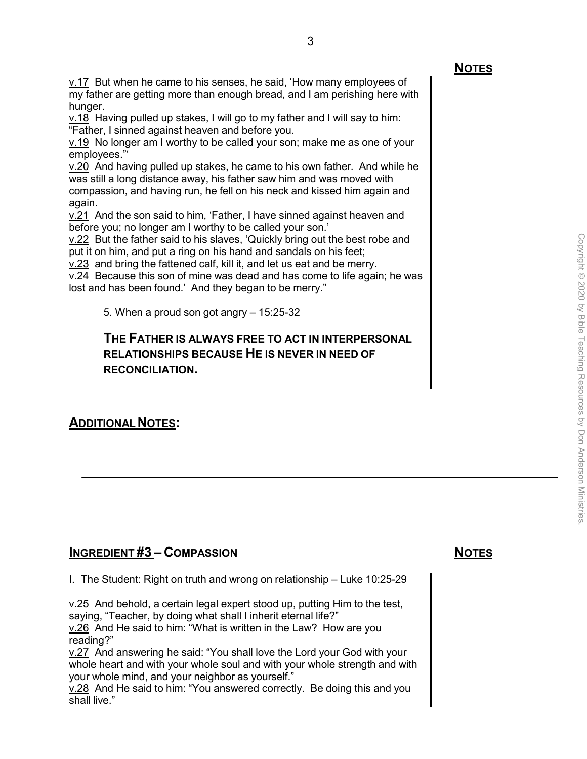**NOTES**

v.17 But when he came to his senses, he said, 'How many employees of my father are getting more than enough bread, and I am perishing here with hunger.
v.18 Having pulled up stakes, I will go to my father and I will say to him: "Father, I sinned against heaven and before you.
v.19 No longer am I worthy to be called your son; make me as one of your employees."'
v.20 And having pulled up stakes, he came to his own father. And while he was still a long distance away, his father saw him and was moved with compassion, and having run, he fell on his neck and kissed him again and again.
v.21 And the son said to him, 'Father, I have sinned against heaven and before you; no longer am I worthy to be called your son.'
v.22 But the father said to his slaves, 'Quickly bring out the best robe and put it on him, and put a ring on his hand and sandals on his feet;
v.23 and bring the fattened calf, kill it, and let us eat and be merry.
v.24 Because this son of mine was dead and has come to life again; he was lost and has been found.' And they began to be merry."

5. When a proud son got angry – 15:25-32

**THE FATHER IS ALWAYS FREE TO ACT IN INTERPERSONAL RELATIONSHIPS BECAUSE HE IS NEVER IN NEED OF RECONCILIATION.**

**ADDITIONAL NOTES:**

## INGREDIENT #3 – COMPASSION

**NOTES**

I. The Student: Right on truth and wrong on relationship – Luke 10:25-29

v.25 And behold, a certain legal expert stood up, putting Him to the test, saying, "Teacher, by doing what shall I inherit eternal life?"
v.26 And He said to him: "What is written in the Law? How are you reading?"
v.27 And answering he said: "You shall love the Lord your God with your whole heart and with your whole soul and with your whole strength and with your whole mind, and your neighbor as yourself."
v.28 And He said to him: "You answered correctly. Be doing this and you shall live."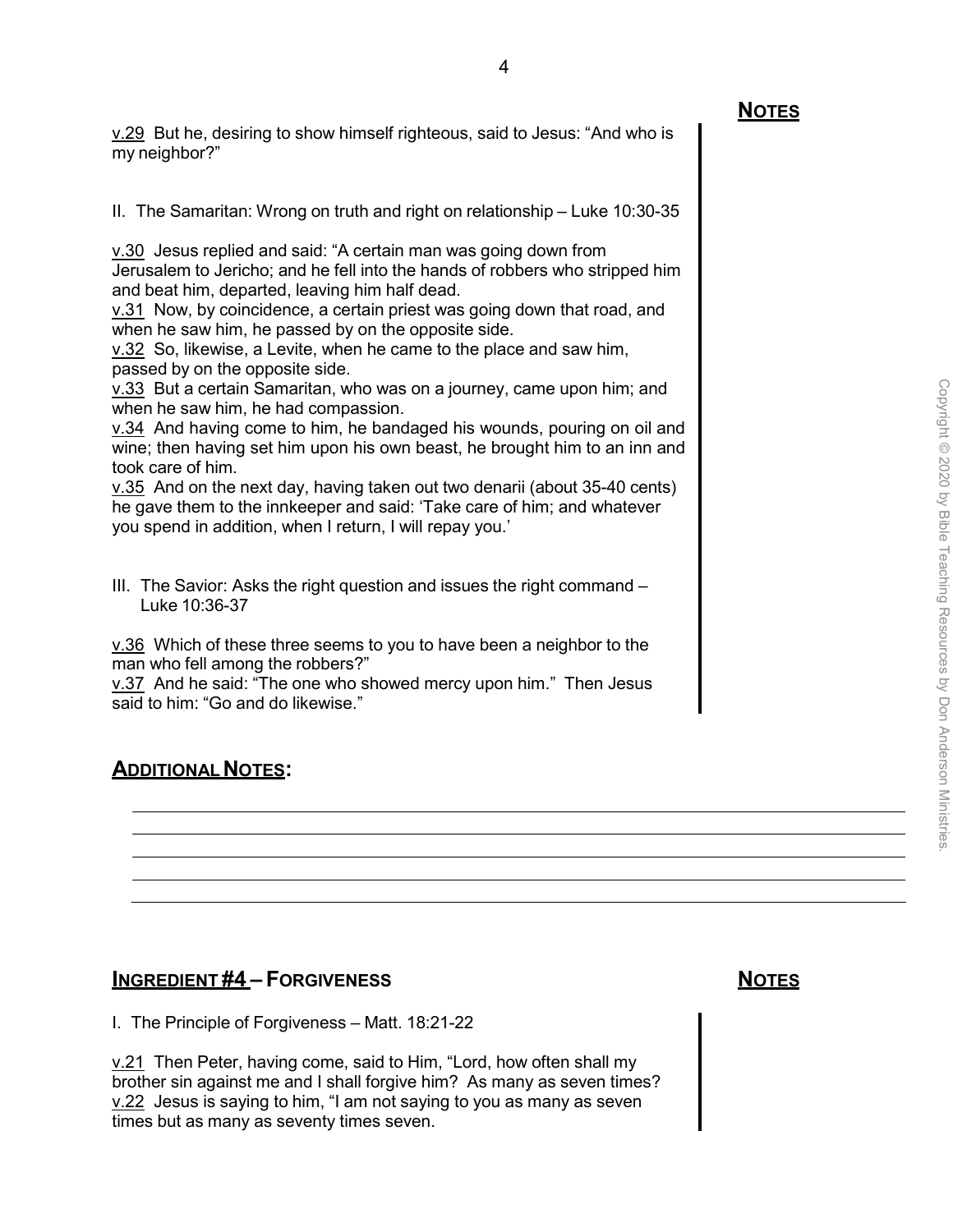**NOTES**

v.29 But he, desiring to show himself righteous, said to Jesus: "And who is my neighbor?"

II. The Samaritan: Wrong on truth and right on relationship – Luke 10:30-35

v.30 Jesus replied and said: "A certain man was going down from Jerusalem to Jericho; and he fell into the hands of robbers who stripped him and beat him, departed, leaving him half dead.
v.31 Now, by coincidence, a certain priest was going down that road, and when he saw him, he passed by on the opposite side.
v.32 So, likewise, a Levite, when he came to the place and saw him, passed by on the opposite side.
v.33 But a certain Samaritan, who was on a journey, came upon him; and when he saw him, he had compassion.
v.34 And having come to him, he bandaged his wounds, pouring on oil and wine; then having set him upon his own beast, he brought him to an inn and took care of him.
v.35 And on the next day, having taken out two denarii (about 35-40 cents) he gave them to the innkeeper and said: 'Take care of him; and whatever you spend in addition, when I return, I will repay you.'

III. The Savior: Asks the right question and issues the right command – Luke 10:36-37

v.36 Which of these three seems to you to have been a neighbor to the man who fell among the robbers?"
v.37 And he said: "The one who showed mercy upon him." Then Jesus said to him: "Go and do likewise."

## ADDITIONAL NOTES:

## INGREDIENT #4 – FORGIVENESS

**NOTES**

I. The Principle of Forgiveness – Matt. 18:21-22

v.21 Then Peter, having come, said to Him, "Lord, how often shall my brother sin against me and I shall forgive him? As many as seven times?
v.22 Jesus is saying to him, "I am not saying to you as many as seven times but as many as seventy times seven.

Copyright © 2020 by Bible Teaching Resources by Don Anderson Ministries.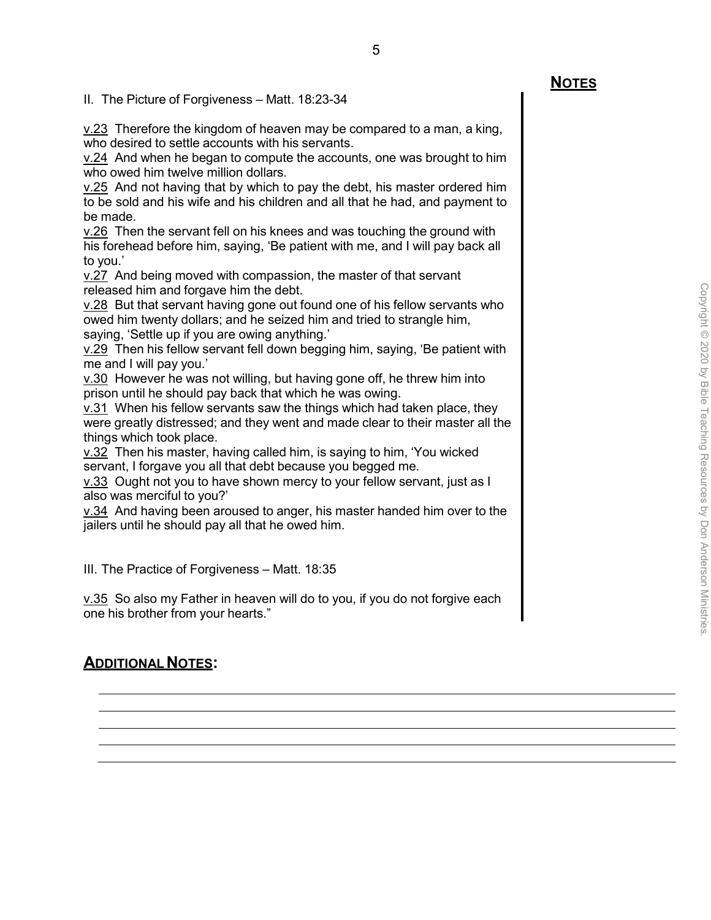**NOTES**

II. The Picture of Forgiveness – Matt. 18:23-34

v.23 Therefore the kingdom of heaven may be compared to a man, a king, who desired to settle accounts with his servants.
v.24 And when he began to compute the accounts, one was brought to him who owed him twelve million dollars.
v.25 And not having that by which to pay the debt, his master ordered him to be sold and his wife and his children and all that he had, and payment to be made.
v.26 Then the servant fell on his knees and was touching the ground with his forehead before him, saying, 'Be patient with me, and I will pay back all to you.'
v.27 And being moved with compassion, the master of that servant released him and forgave him the debt.
v.28 But that servant having gone out found one of his fellow servants who owed him twenty dollars; and he seized him and tried to strangle him, saying, 'Settle up if you are owing anything.'
v.29 Then his fellow servant fell down begging him, saying, 'Be patient with me and I will pay you.'
v.30 However he was not willing, but having gone off, he threw him into prison until he should pay back that which he was owing.
v.31 When his fellow servants saw the things which had taken place, they were greatly distressed; and they went and made clear to their master all the things which took place.
v.32 Then his master, having called him, is saying to him, 'You wicked servant, I forgave you all that debt because you begged me.
v.33 Ought not you to have shown mercy to your fellow servant, just as I also was merciful to you?'
v.34 And having been aroused to anger, his master handed him over to the jailers until he should pay all that he owed him.

III. The Practice of Forgiveness – Matt. 18:35

v.35 So also my Father in heaven will do to you, if you do not forgive each one his brother from your hearts."

## ADDITIONAL NOTES:

Copyright © 2020 by Bible Teaching Resources by Don Anderson Ministries.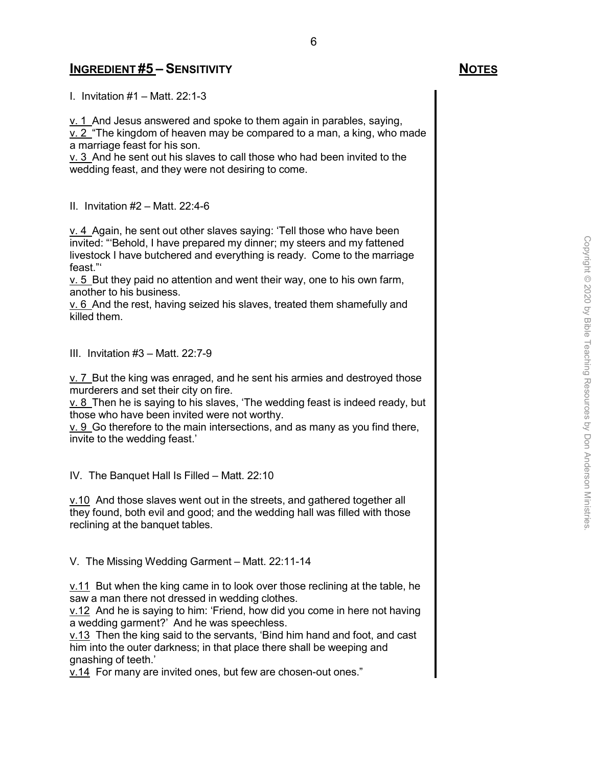## INGREDIENT #5 – SENSITIVITY

**NOTES**

I. Invitation #1 – Matt. 22:1-3

v. 1 And Jesus answered and spoke to them again in parables, saying,
v. 2 "The kingdom of heaven may be compared to a man, a king, who made a marriage feast for his son.
v. 3 And he sent out his slaves to call those who had been invited to the wedding feast, and they were not desiring to come.

II. Invitation #2 – Matt. 22:4-6

v. 4 Again, he sent out other slaves saying: 'Tell those who have been invited: "'Behold, I have prepared my dinner; my steers and my fattened livestock I have butchered and everything is ready. Come to the marriage feast."'
v. 5 But they paid no attention and went their way, one to his own farm, another to his business.
v. 6 And the rest, having seized his slaves, treated them shamefully and killed them.

III. Invitation #3 – Matt. 22:7-9

v. 7 But the king was enraged, and he sent his armies and destroyed those murderers and set their city on fire.
v. 8 Then he is saying to his slaves, 'The wedding feast is indeed ready, but those who have been invited were not worthy.
v. 9 Go therefore to the main intersections, and as many as you find there, invite to the wedding feast.'

IV. The Banquet Hall Is Filled – Matt. 22:10

v.10 And those slaves went out in the streets, and gathered together all they found, both evil and good; and the wedding hall was filled with those reclining at the banquet tables.

V. The Missing Wedding Garment – Matt. 22:11-14

v.11 But when the king came in to look over those reclining at the table, he saw a man there not dressed in wedding clothes.
v.12 And he is saying to him: 'Friend, how did you come in here not having a wedding garment?' And he was speechless.
v.13 Then the king said to the servants, 'Bind him hand and foot, and cast him into the outer darkness; in that place there shall be weeping and gnashing of teeth.'
v.14 For many are invited ones, but few are chosen-out ones."

Copyright © 2020 by Bible Teaching Resources by Don Anderson Ministries.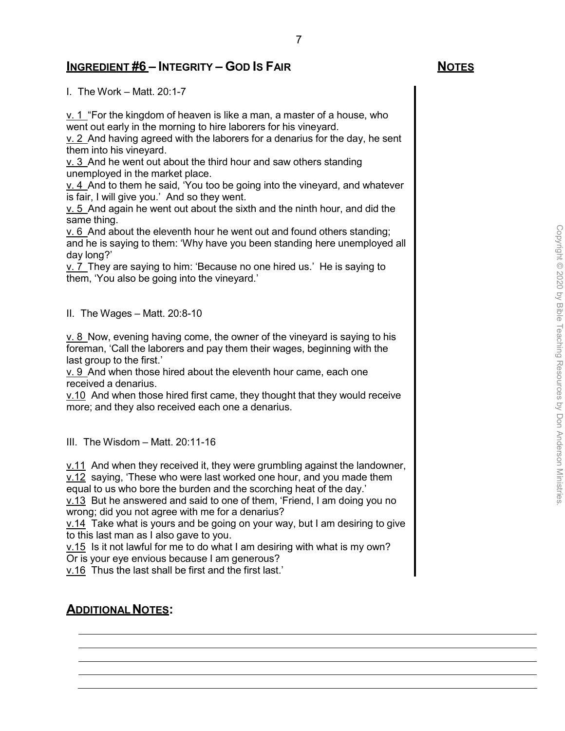## INGREDIENT #6 – INTEGRITY – GOD IS FAIR

**NOTES**

I. The Work – Matt. 20:1-7

v. 1 "For the kingdom of heaven is like a man, a master of a house, who went out early in the morning to hire laborers for his vineyard.
v. 2 And having agreed with the laborers for a denarius for the day, he sent them into his vineyard.
v. 3 And he went out about the third hour and saw others standing unemployed in the market place.
v. 4 And to them he said, 'You too be going into the vineyard, and whatever is fair, I will give you.' And so they went.
v. 5 And again he went out about the sixth and the ninth hour, and did the same thing.
v. 6 And about the eleventh hour he went out and found others standing; and he is saying to them: 'Why have you been standing here unemployed all day long?'
v. 7 They are saying to him: 'Because no one hired us.' He is saying to them, 'You also be going into the vineyard.'

II. The Wages – Matt. 20:8-10

v. 8 Now, evening having come, the owner of the vineyard is saying to his foreman, 'Call the laborers and pay them their wages, beginning with the last group to the first.'
v. 9 And when those hired about the eleventh hour came, each one received a denarius.
v.10 And when those hired first came, they thought that they would receive more; and they also received each one a denarius.

III. The Wisdom – Matt. 20:11-16

v.11 And when they received it, they were grumbling against the landowner,
v.12 saying, 'These who were last worked one hour, and you made them equal to us who bore the burden and the scorching heat of the day.'
v.13 But he answered and said to one of them, 'Friend, I am doing you no wrong; did you not agree with me for a denarius?
v.14 Take what is yours and be going on your way, but I am desiring to give to this last man as I also gave to you.
v.15 Is it not lawful for me to do what I am desiring with what is my own? Or is your eye envious because I am generous?
v.16 Thus the last shall be first and the first last.'

## ADDITIONAL NOTES:

Copyright © 2020 by Bible Teaching Resources by Don Anderson Ministries.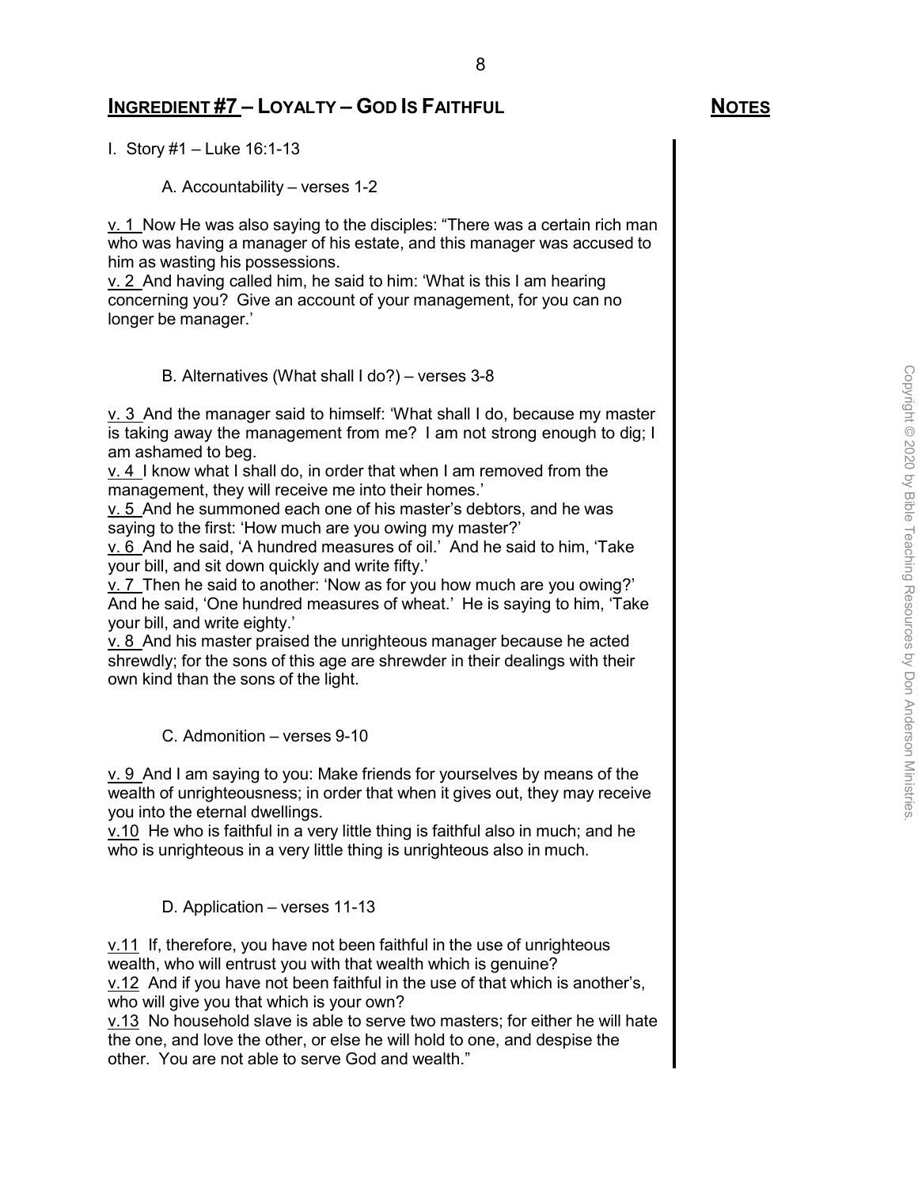## INGREDIENT #7 – LOYALTY – GOD IS FAITHFUL

**NOTES**

I. Story #1 – Luke 16:1-13

A. Accountability – verses 1-2

v. 1 Now He was also saying to the disciples: "There was a certain rich man who was having a manager of his estate, and this manager was accused to him as wasting his possessions.
v. 2 And having called him, he said to him: 'What is this I am hearing concerning you? Give an account of your management, for you can no longer be manager.'

B. Alternatives (What shall I do?) – verses 3-8

v. 3 And the manager said to himself: 'What shall I do, because my master is taking away the management from me? I am not strong enough to dig; I am ashamed to beg.
v. 4 I know what I shall do, in order that when I am removed from the management, they will receive me into their homes.'
v. 5 And he summoned each one of his master's debtors, and he was saying to the first: 'How much are you owing my master?'
v. 6 And he said, 'A hundred measures of oil.' And he said to him, 'Take your bill, and sit down quickly and write fifty.'
v. 7 Then he said to another: 'Now as for you how much are you owing?' And he said, 'One hundred measures of wheat.' He is saying to him, 'Take your bill, and write eighty.'
v. 8 And his master praised the unrighteous manager because he acted shrewdly; for the sons of this age are shrewder in their dealings with their own kind than the sons of the light.

C. Admonition – verses 9-10

v. 9 And I am saying to you: Make friends for yourselves by means of the wealth of unrighteousness; in order that when it gives out, they may receive you into the eternal dwellings.
v.10 He who is faithful in a very little thing is faithful also in much; and he who is unrighteous in a very little thing is unrighteous also in much.

D. Application – verses 11-13

v.11 If, therefore, you have not been faithful in the use of unrighteous wealth, who will entrust you with that wealth which is genuine?
v.12 And if you have not been faithful in the use of that which is another's, who will give you that which is your own?
v.13 No household slave is able to serve two masters; for either he will hate the one, and love the other, or else he will hold to one, and despise the other. You are not able to serve God and wealth."

Copyright © 2020 by Bible Teaching Resources by Don Anderson Ministries.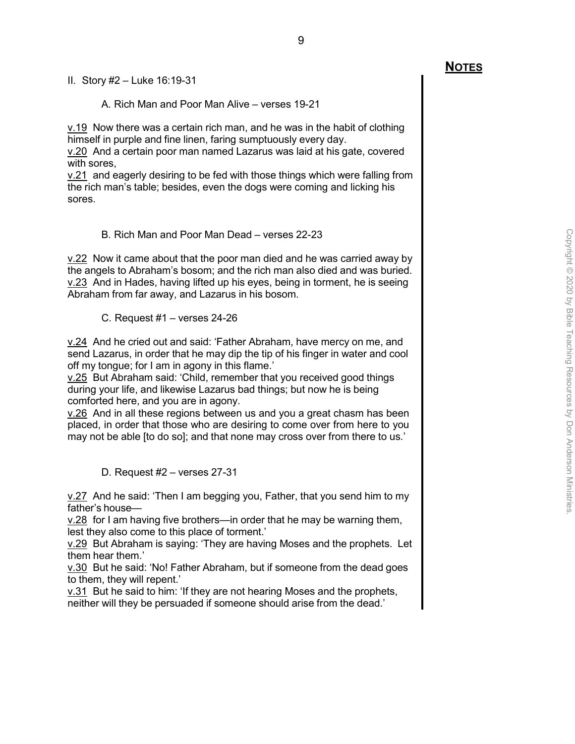**NOTES**

II. Story #2 – Luke 16:19-31

A. Rich Man and Poor Man Alive – verses 19-21

v.19 Now there was a certain rich man, and he was in the habit of clothing himself in purple and fine linen, faring sumptuously every day.
v.20 And a certain poor man named Lazarus was laid at his gate, covered with sores,
v.21 and eagerly desiring to be fed with those things which were falling from the rich man's table; besides, even the dogs were coming and licking his sores.

B. Rich Man and Poor Man Dead – verses 22-23

v.22 Now it came about that the poor man died and he was carried away by the angels to Abraham's bosom; and the rich man also died and was buried.
v.23 And in Hades, having lifted up his eyes, being in torment, he is seeing Abraham from far away, and Lazarus in his bosom.

C. Request #1 – verses 24-26

v.24 And he cried out and said: 'Father Abraham, have mercy on me, and send Lazarus, in order that he may dip the tip of his finger in water and cool off my tongue; for I am in agony in this flame.'
v.25 But Abraham said: 'Child, remember that you received good things during your life, and likewise Lazarus bad things; but now he is being comforted here, and you are in agony.
v.26 And in all these regions between us and you a great chasm has been placed, in order that those who are desiring to come over from here to you may not be able [to do so]; and that none may cross over from there to us.'

D. Request #2 – verses 27-31

v.27 And he said: 'Then I am begging you, Father, that you send him to my father's house—
v.28 for I am having five brothers—in order that he may be warning them, lest they also come to this place of torment.'
v.29 But Abraham is saying: 'They are having Moses and the prophets. Let them hear them.'
v.30 But he said: 'No! Father Abraham, but if someone from the dead goes to them, they will repent.'
v.31 But he said to him: 'If they are not hearing Moses and the prophets, neither will they be persuaded if someone should arise from the dead.'

Copyright © 2020 by Bible Teaching Resources by Don Anderson Ministries.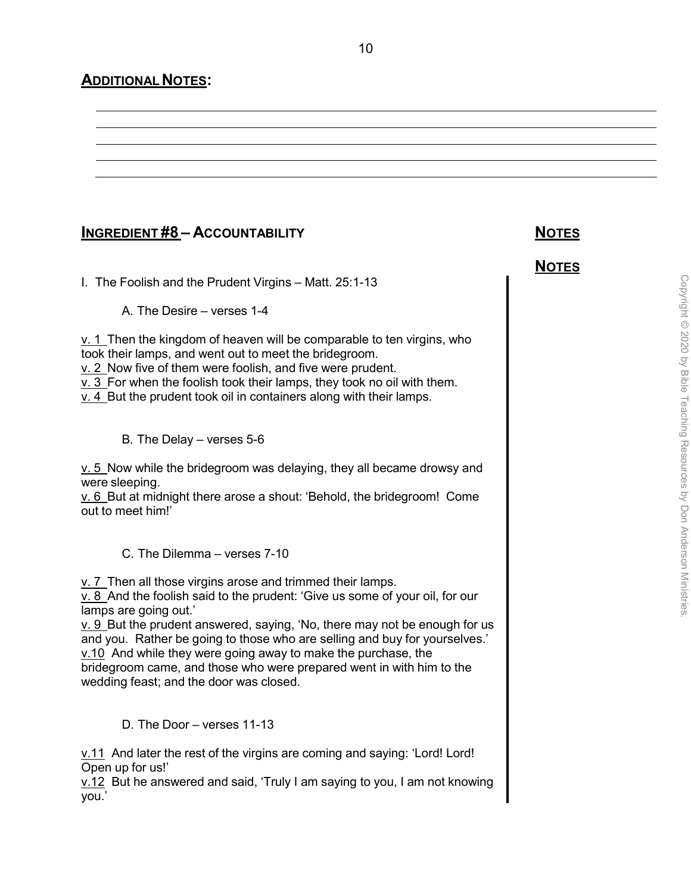## **ADDITIONAL NOTES:**

## **INGREDIENT #8 – ACCOUNTABILITY**

**NOTES**

**NOTES**

I. The Foolish and the Prudent Virgins – Matt. 25:1-13

A. The Desire – verses 1-4

v. 1 Then the kingdom of heaven will be comparable to ten virgins, who took their lamps, and went out to meet the bridegroom.
v. 2 Now five of them were foolish, and five were prudent.
v. 3 For when the foolish took their lamps, they took no oil with them.
v. 4 But the prudent took oil in containers along with their lamps.

B. The Delay – verses 5-6

v. 5 Now while the bridegroom was delaying, they all became drowsy and were sleeping.
v. 6 But at midnight there arose a shout: 'Behold, the bridegroom! Come out to meet him!'

C. The Dilemma – verses 7-10

v. 7 Then all those virgins arose and trimmed their lamps.
v. 8 And the foolish said to the prudent: 'Give us some of your oil, for our lamps are going out.'
v. 9 But the prudent answered, saying, 'No, there may not be enough for us and you. Rather be going to those who are selling and buy for yourselves.'
v.10 And while they were going away to make the purchase, the bridegroom came, and those who were prepared went in with him to the wedding feast; and the door was closed.

D. The Door – verses 11-13

v.11 And later the rest of the virgins are coming and saying: 'Lord! Lord! Open up for us!'
v.12 But he answered and said, 'Truly I am saying to you, I am not knowing you.'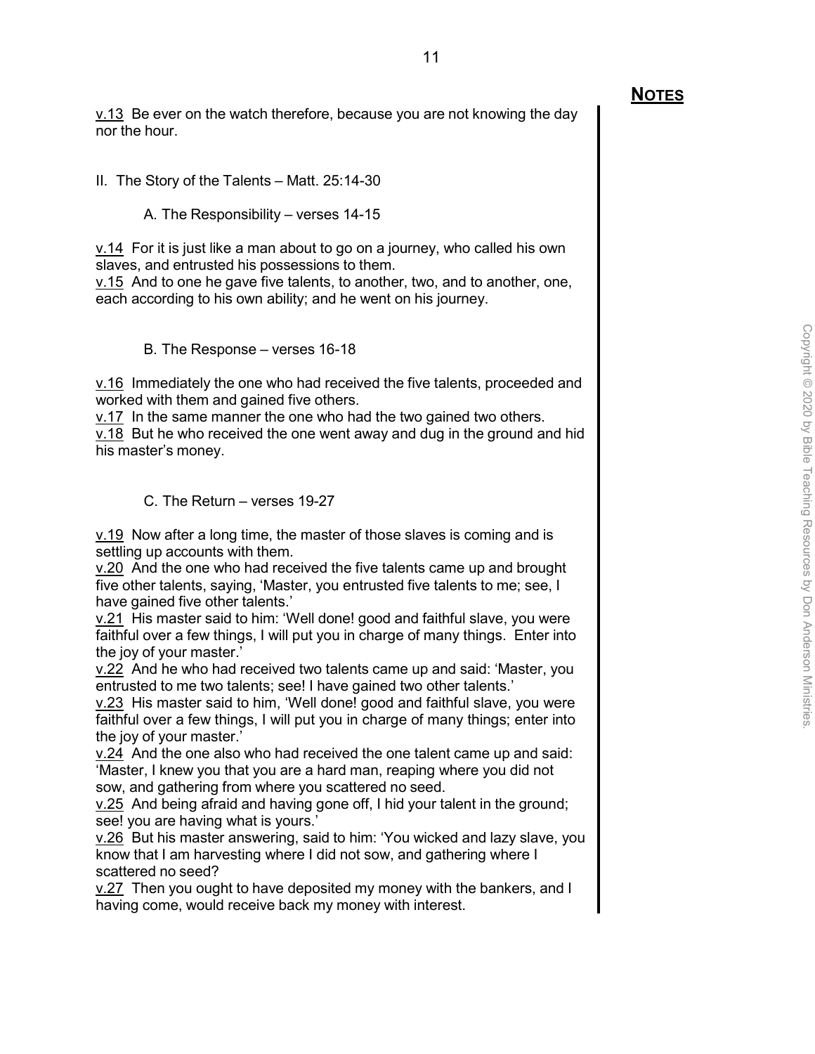**NOTES**

v.13 Be ever on the watch therefore, because you are not knowing the day nor the hour.

II. The Story of the Talents – Matt. 25:14-30

A. The Responsibility – verses 14-15

v.14 For it is just like a man about to go on a journey, who called his own slaves, and entrusted his possessions to them.
v.15 And to one he gave five talents, to another, two, and to another, one, each according to his own ability; and he went on his journey.

B. The Response – verses 16-18

v.16 Immediately the one who had received the five talents, proceeded and worked with them and gained five others.
v.17 In the same manner the one who had the two gained two others.
v.18 But he who received the one went away and dug in the ground and hid his master's money.

C. The Return – verses 19-27

v.19 Now after a long time, the master of those slaves is coming and is settling up accounts with them.
v.20 And the one who had received the five talents came up and brought five other talents, saying, 'Master, you entrusted five talents to me; see, I have gained five other talents.'
v.21 His master said to him: 'Well done! good and faithful slave, you were faithful over a few things, I will put you in charge of many things. Enter into the joy of your master.'
v.22 And he who had received two talents came up and said: 'Master, you entrusted to me two talents; see! I have gained two other talents.'
v.23 His master said to him, 'Well done! good and faithful slave, you were faithful over a few things, I will put you in charge of many things; enter into the joy of your master.'
v.24 And the one also who had received the one talent came up and said: 'Master, I knew you that you are a hard man, reaping where you did not sow, and gathering from where you scattered no seed.
v.25 And being afraid and having gone off, I hid your talent in the ground; see! you are having what is yours.'
v.26 But his master answering, said to him: 'You wicked and lazy slave, you know that I am harvesting where I did not sow, and gathering where I scattered no seed?
v.27 Then you ought to have deposited my money with the bankers, and I having come, would receive back my money with interest.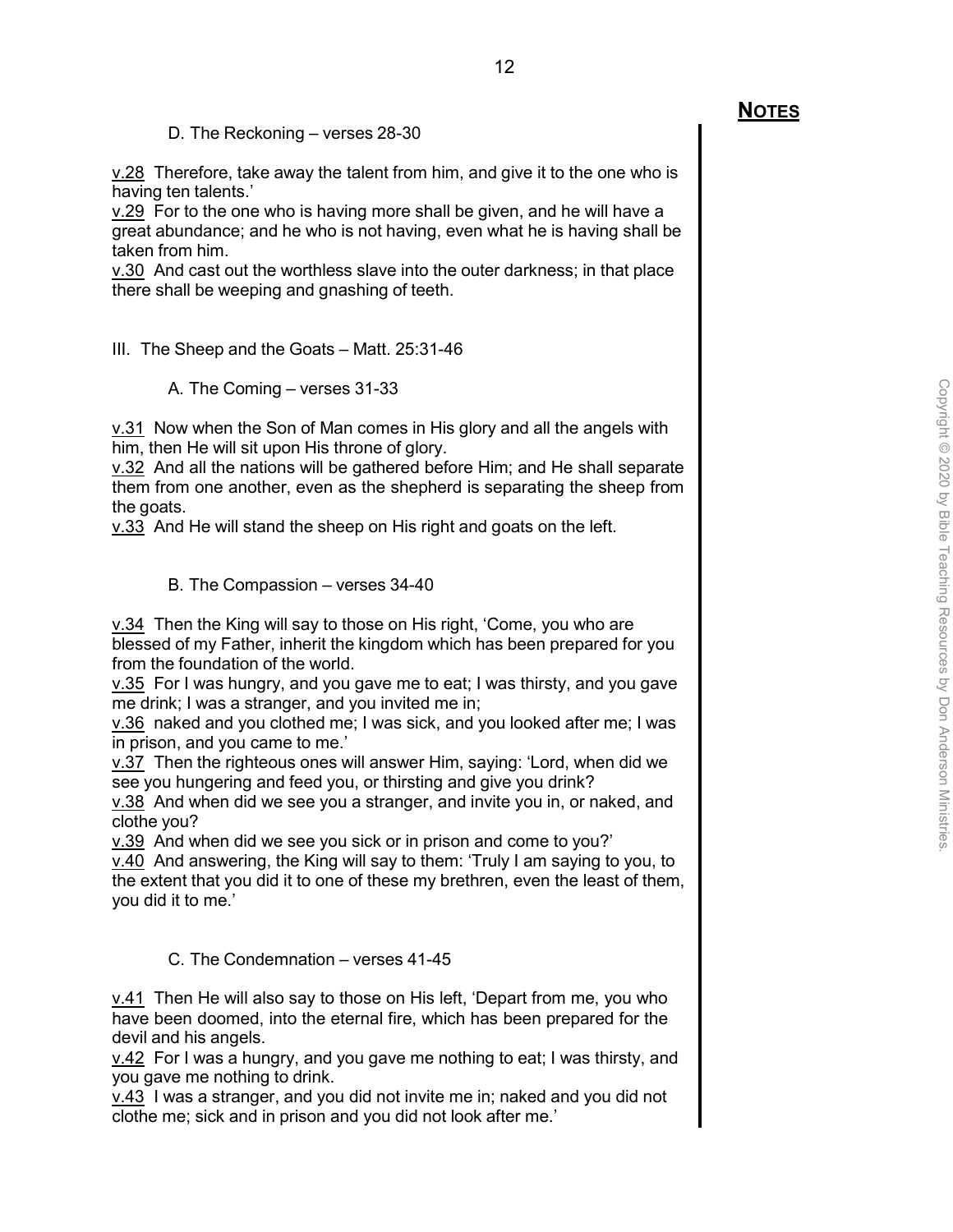**NOTES**

D. The Reckoning – verses 28-30

v.28 Therefore, take away the talent from him, and give it to the one who is having ten talents.'
v.29 For to the one who is having more shall be given, and he will have a great abundance; and he who is not having, even what he is having shall be taken from him.
v.30 And cast out the worthless slave into the outer darkness; in that place there shall be weeping and gnashing of teeth.

III. The Sheep and the Goats – Matt. 25:31-46

A. The Coming – verses 31-33

v.31 Now when the Son of Man comes in His glory and all the angels with him, then He will sit upon His throne of glory.
v.32 And all the nations will be gathered before Him; and He shall separate them from one another, even as the shepherd is separating the sheep from the goats.
v.33 And He will stand the sheep on His right and goats on the left.

B. The Compassion – verses 34-40

v.34 Then the King will say to those on His right, 'Come, you who are blessed of my Father, inherit the kingdom which has been prepared for you from the foundation of the world.
v.35 For I was hungry, and you gave me to eat; I was thirsty, and you gave me drink; I was a stranger, and you invited me in;
v.36 naked and you clothed me; I was sick, and you looked after me; I was in prison, and you came to me.'
v.37 Then the righteous ones will answer Him, saying: 'Lord, when did we see you hungering and feed you, or thirsting and give you drink?
v.38 And when did we see you a stranger, and invite you in, or naked, and clothe you?
v.39 And when did we see you sick or in prison and come to you?'
v.40 And answering, the King will say to them: 'Truly I am saying to you, to the extent that you did it to one of these my brethren, even the least of them, you did it to me.'

C. The Condemnation – verses 41-45

v.41 Then He will also say to those on His left, 'Depart from me, you who have been doomed, into the eternal fire, which has been prepared for the devil and his angels.
v.42 For I was a hungry, and you gave me nothing to eat; I was thirsty, and you gave me nothing to drink.
v.43 I was a stranger, and you did not invite me in; naked and you did not clothe me; sick and in prison and you did not look after me.'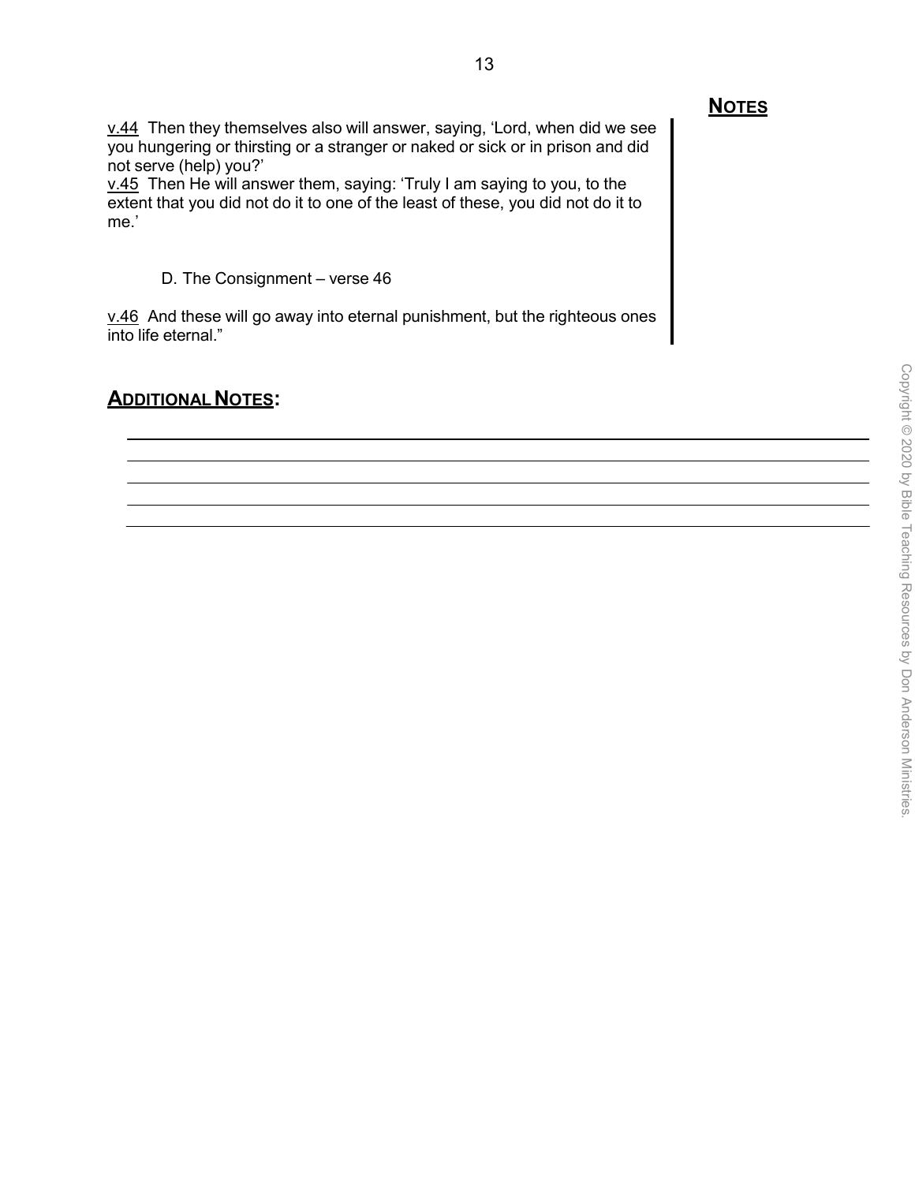## **NOTES**

v.44 Then they themselves also will answer, saying, 'Lord, when did we see you hungering or thirsting or a stranger or naked or sick or in prison and did not serve (help) you?'
v.45 Then He will answer them, saying: 'Truly I am saying to you, to the extent that you did not do it to one of the least of these, you did not do it to me.'

D. The Consignment – verse 46

v.46 And these will go away into eternal punishment, but the righteous ones into life eternal."

## **ADDITIONAL NOTES:**

Copyright © 2020 by Bible Teaching Resources by Don Anderson Ministries.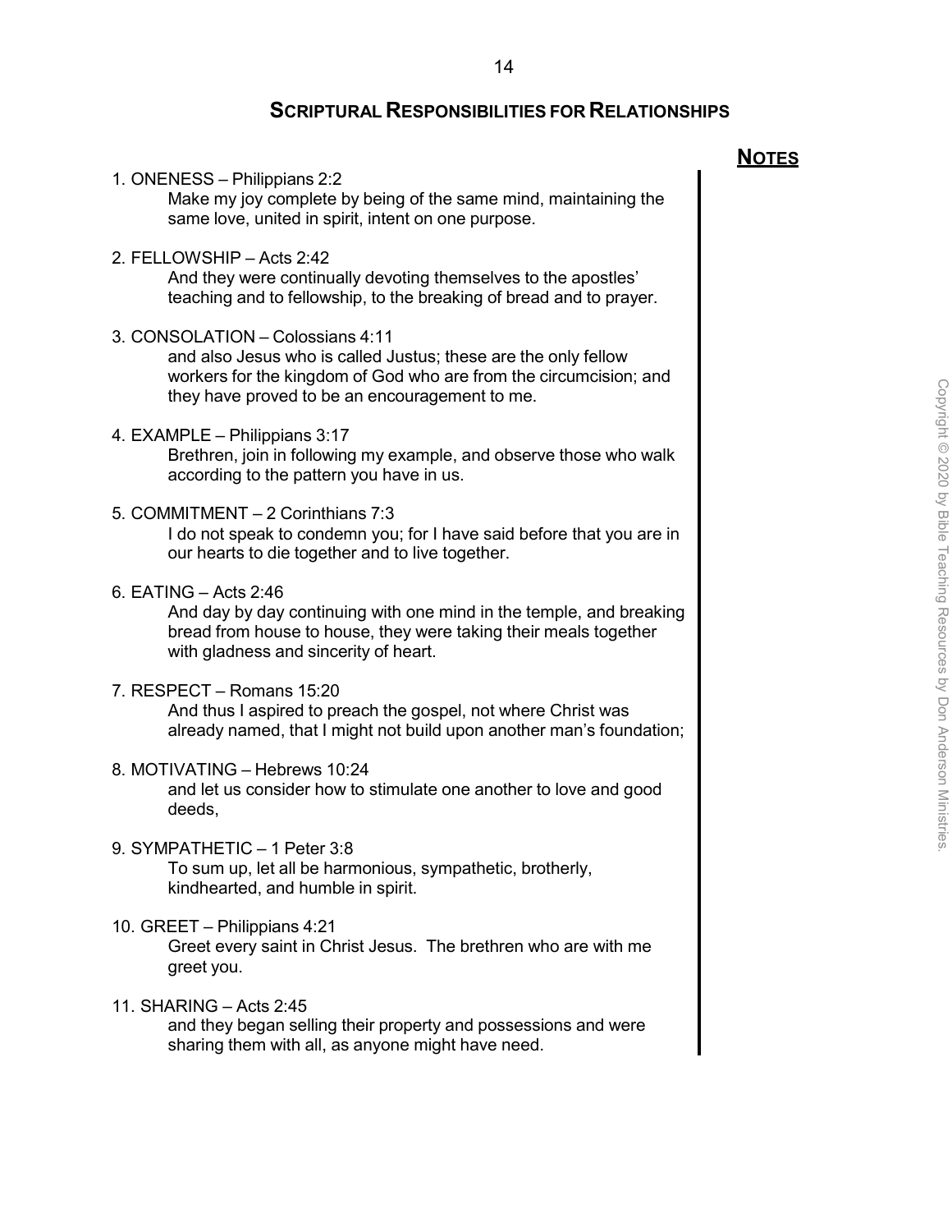## SCRIPTURAL RESPONSIBILITIES FOR RELATIONSHIPS

**NOTES**

1. ONENESS – Philippians 2:2
   Make my joy complete by being of the same mind, maintaining the same love, united in spirit, intent on one purpose.

2. FELLOWSHIP – Acts 2:42
   And they were continually devoting themselves to the apostles' teaching and to fellowship, to the breaking of bread and to prayer.

3. CONSOLATION – Colossians 4:11
   and also Jesus who is called Justus; these are the only fellow workers for the kingdom of God who are from the circumcision; and they have proved to be an encouragement to me.

4. EXAMPLE – Philippians 3:17
   Brethren, join in following my example, and observe those who walk according to the pattern you have in us.

5. COMMITMENT – 2 Corinthians 7:3
   I do not speak to condemn you; for I have said before that you are in our hearts to die together and to live together.

6. EATING – Acts 2:46
   And day by day continuing with one mind in the temple, and breaking bread from house to house, they were taking their meals together with gladness and sincerity of heart.

7. RESPECT – Romans 15:20
   And thus I aspired to preach the gospel, not where Christ was already named, that I might not build upon another man's foundation;

8. MOTIVATING – Hebrews 10:24
   and let us consider how to stimulate one another to love and good deeds,

9. SYMPATHETIC – 1 Peter 3:8
   To sum up, let all be harmonious, sympathetic, brotherly, kindhearted, and humble in spirit.

10. GREET – Philippians 4:21
    Greet every saint in Christ Jesus. The brethren who are with me greet you.

11. SHARING – Acts 2:45
    and they began selling their property and possessions and were sharing them with all, as anyone might have need.

Copyright © 2020 by Bible Teaching Resources by Don Anderson Ministries.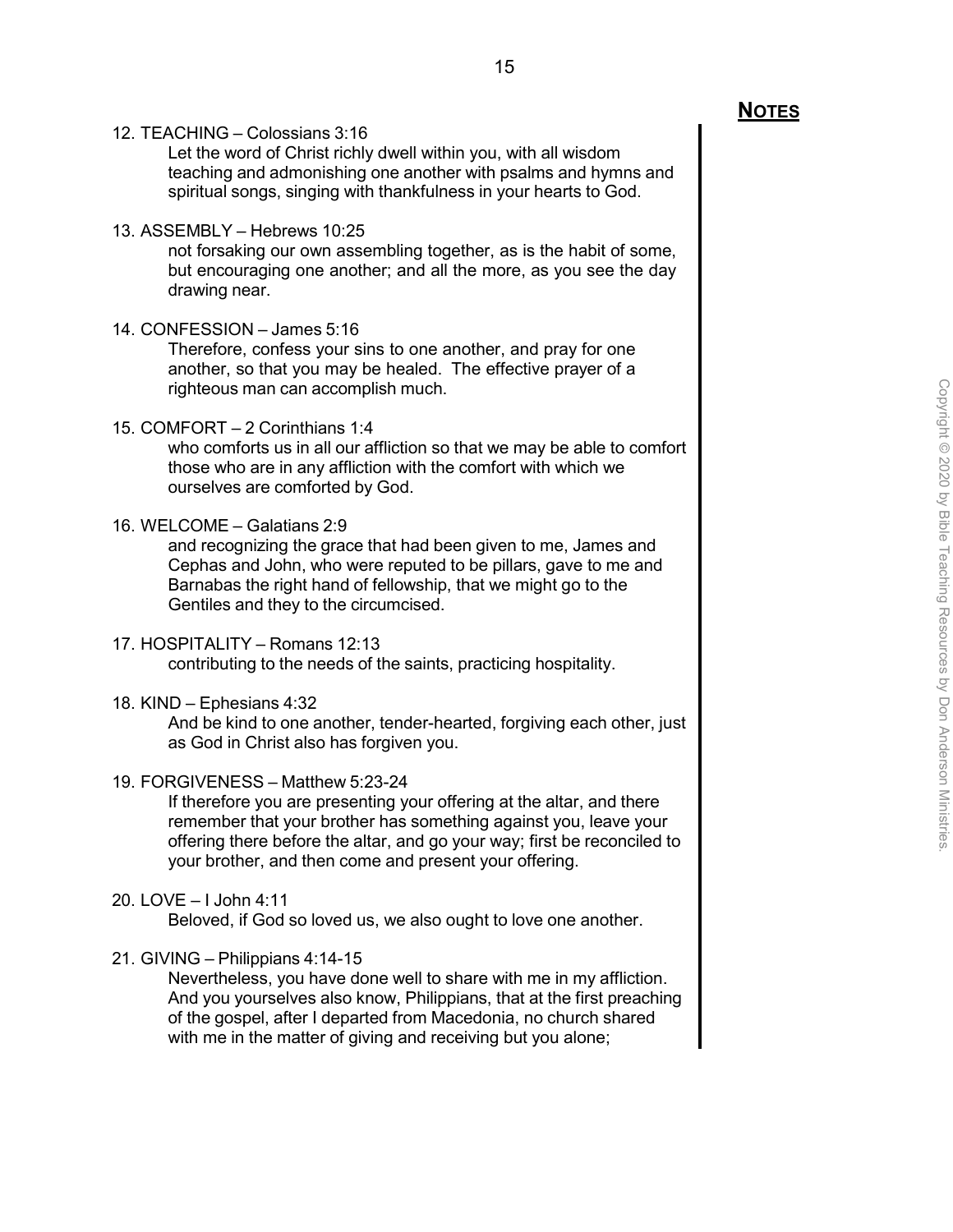**NOTES**

12. TEACHING – Colossians 3:16

    Let the word of Christ richly dwell within you, with all wisdom teaching and admonishing one another with psalms and hymns and spiritual songs, singing with thankfulness in your hearts to God.

13. ASSEMBLY – Hebrews 10:25

    not forsaking our own assembling together, as is the habit of some, but encouraging one another; and all the more, as you see the day drawing near.

14. CONFESSION – James 5:16

    Therefore, confess your sins to one another, and pray for one another, so that you may be healed. The effective prayer of a righteous man can accomplish much.

15. COMFORT – 2 Corinthians 1:4

    who comforts us in all our affliction so that we may be able to comfort those who are in any affliction with the comfort with which we ourselves are comforted by God.

16. WELCOME – Galatians 2:9

    and recognizing the grace that had been given to me, James and Cephas and John, who were reputed to be pillars, gave to me and Barnabas the right hand of fellowship, that we might go to the Gentiles and they to the circumcised.

17. HOSPITALITY – Romans 12:13

    contributing to the needs of the saints, practicing hospitality.

18. KIND – Ephesians 4:32

    And be kind to one another, tender-hearted, forgiving each other, just as God in Christ also has forgiven you.

19. FORGIVENESS – Matthew 5:23-24

    If therefore you are presenting your offering at the altar, and there remember that your brother has something against you, leave your offering there before the altar, and go your way; first be reconciled to your brother, and then come and present your offering.

20. LOVE – I John 4:11

    Beloved, if God so loved us, we also ought to love one another.

21. GIVING – Philippians 4:14-15

    Nevertheless, you have done well to share with me in my affliction. And you yourselves also know, Philippians, that at the first preaching of the gospel, after I departed from Macedonia, no church shared with me in the matter of giving and receiving but you alone;

Copyright © 2020 by Bible Teaching Resources by Don Anderson Ministries.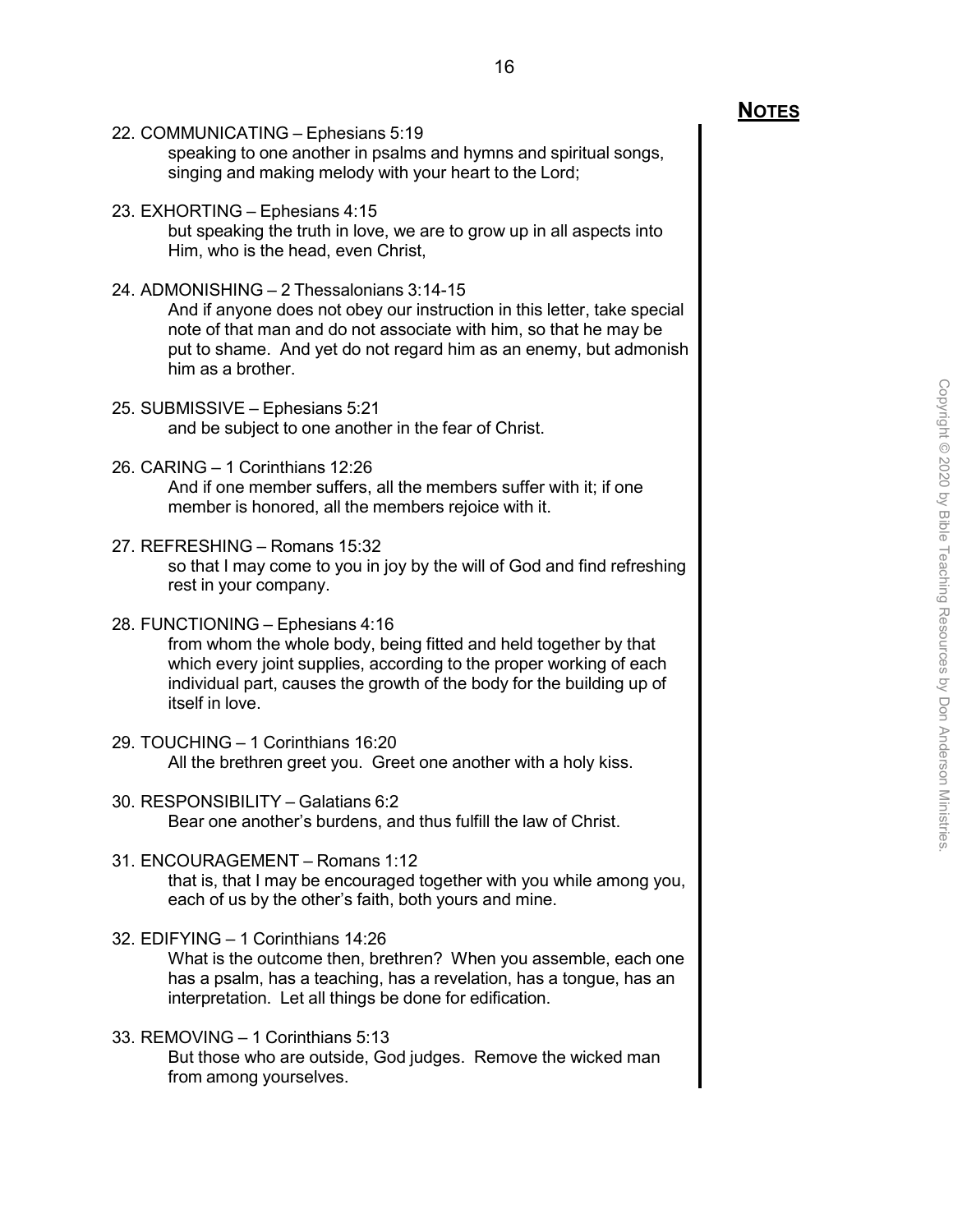**NOTES**

22. COMMUNICATING – Ephesians 5:19
    speaking to one another in psalms and hymns and spiritual songs, singing and making melody with your heart to the Lord;

23. EXHORTING – Ephesians 4:15
    but speaking the truth in love, we are to grow up in all aspects into Him, who is the head, even Christ,

24. ADMONISHING – 2 Thessalonians 3:14-15
    And if anyone does not obey our instruction in this letter, take special note of that man and do not associate with him, so that he may be put to shame. And yet do not regard him as an enemy, but admonish him as a brother.

25. SUBMISSIVE – Ephesians 5:21
    and be subject to one another in the fear of Christ.

26. CARING – 1 Corinthians 12:26
    And if one member suffers, all the members suffer with it; if one member is honored, all the members rejoice with it.

27. REFRESHING – Romans 15:32
    so that I may come to you in joy by the will of God and find refreshing rest in your company.

28. FUNCTIONING – Ephesians 4:16
    from whom the whole body, being fitted and held together by that which every joint supplies, according to the proper working of each individual part, causes the growth of the body for the building up of itself in love.

29. TOUCHING – 1 Corinthians 16:20
    All the brethren greet you. Greet one another with a holy kiss.

30. RESPONSIBILITY – Galatians 6:2
    Bear one another's burdens, and thus fulfill the law of Christ.

31. ENCOURAGEMENT – Romans 1:12
    that is, that I may be encouraged together with you while among you, each of us by the other's faith, both yours and mine.

32. EDIFYING – 1 Corinthians 14:26
    What is the outcome then, brethren? When you assemble, each one has a psalm, has a teaching, has a revelation, has a tongue, has an interpretation. Let all things be done for edification.

33. REMOVING – 1 Corinthians 5:13
    But those who are outside, God judges. Remove the wicked man from among yourselves.

Copyright © 2020 by Bible Teaching Resources by Don Anderson Ministries.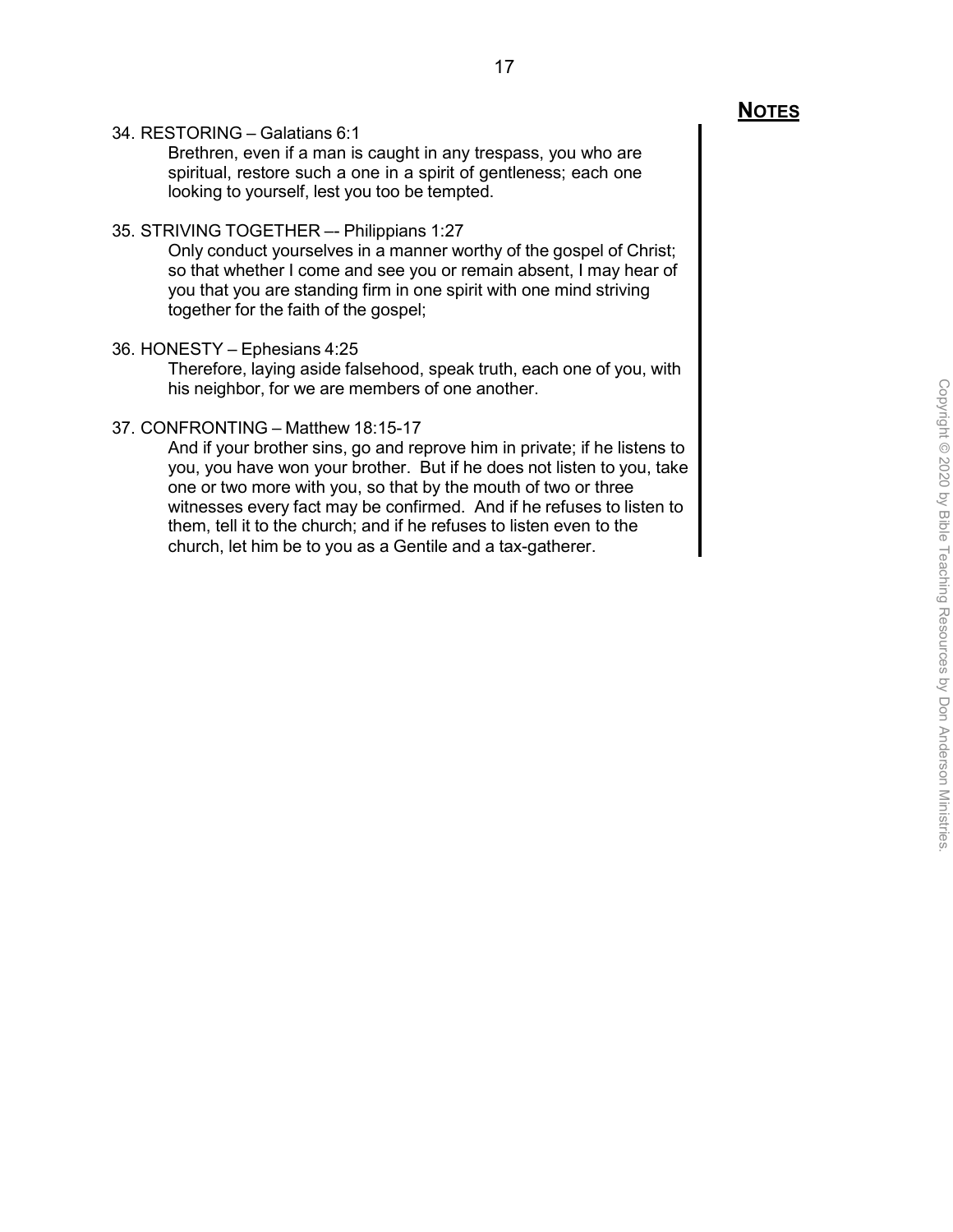**NOTES**

34. RESTORING – Galatians 6:1

    Brethren, even if a man is caught in any trespass, you who are spiritual, restore such a one in a spirit of gentleness; each one looking to yourself, lest you too be tempted.

35. STRIVING TOGETHER –- Philippians 1:27

    Only conduct yourselves in a manner worthy of the gospel of Christ; so that whether I come and see you or remain absent, I may hear of you that you are standing firm in one spirit with one mind striving together for the faith of the gospel;

36. HONESTY – Ephesians 4:25

    Therefore, laying aside falsehood, speak truth, each one of you, with his neighbor, for we are members of one another.

37. CONFRONTING – Matthew 18:15-17

    And if your brother sins, go and reprove him in private; if he listens to you, you have won your brother. But if he does not listen to you, take one or two more with you, so that by the mouth of two or three witnesses every fact may be confirmed. And if he refuses to listen to them, tell it to the church; and if he refuses to listen even to the church, let him be to you as a Gentile and a tax-gatherer.

Copyright © 2020 by Bible Teaching Resources by Don Anderson Ministries.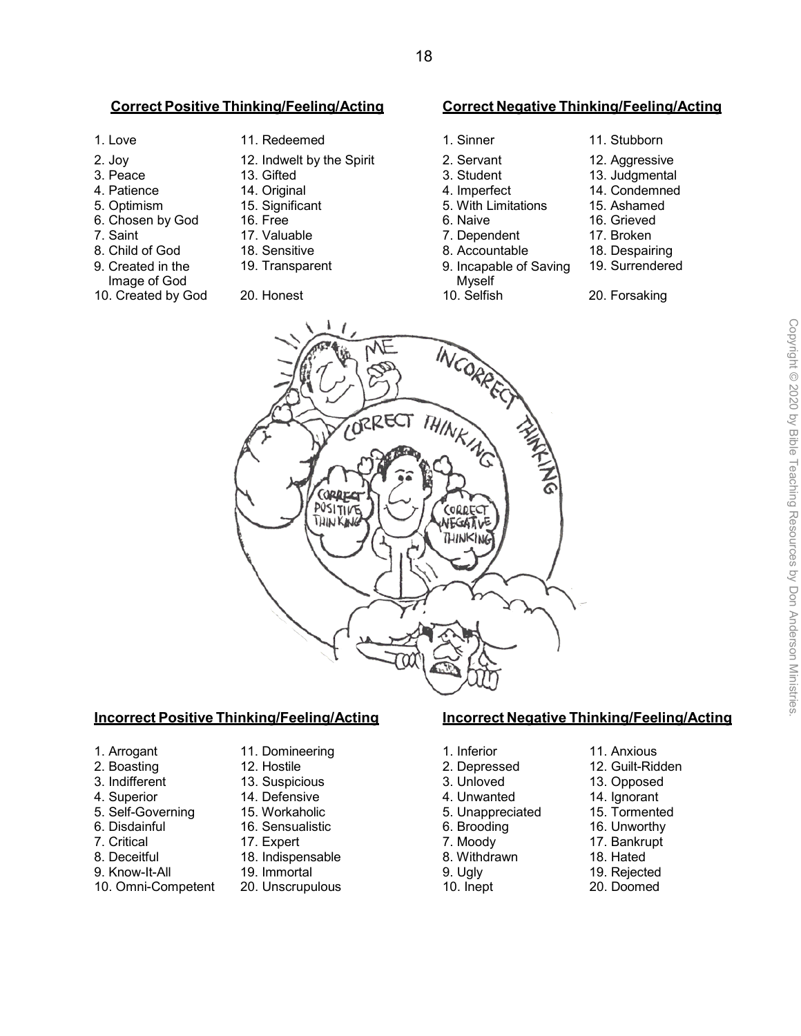**Correct Positive Thinking/Feeling/Acting**

1. Love
2. Joy
3. Peace
4. Patience
5. Optimism
6. Chosen by God
7. Saint
8. Child of God
9. Created in the Image of God
10. Created by God
11. Redeemed
12. Indwelt by the Spirit
13. Gifted
14. Original
15. Significant
16. Free
17. Valuable
18. Sensitive
19. Transparent
20. Honest

**Correct Negative Thinking/Feeling/Acting**

1. Sinner
2. Servant
3. Student
4. Imperfect
5. With Limitations
6. Naive
7. Dependent
8. Accountable
9. Incapable of Saving Myself
10. Selfish
11. Stubborn
12. Aggressive
13. Judgmental
14. Condemned
15. Ashamed
16. Grieved
17. Broken
18. Despairing
19. Surrendered
20. Forsaking

ME
INCORRECT THINKING
CORRECT THINKING
CORRECT POSITIVE THINKING
CORRECT NEGATIVE THINKING

**Incorrect Positive Thinking/Feeling/Acting**

1. Arrogant
2. Boasting
3. Indifferent
4. Superior
5. Self-Governing
6. Disdainful
7. Critical
8. Deceitful
9. Know-It-All
10. Omni-Competent
11. Domineering
12. Hostile
13. Suspicious
14. Defensive
15. Workaholic
16. Sensualistic
17. Expert
18. Indispensable
19. Immortal
20. Unscrupulous

**Incorrect Negative Thinking/Feeling/Acting**

1. Inferior
2. Depressed
3. Unloved
4. Unwanted
5. Unappreciated
6. Brooding
7. Moody
8. Withdrawn
9. Ugly
10. Inept
11. Anxious
12. Guilt-Ridden
13. Opposed
14. Ignorant
15. Tormented
16. Unworthy
17. Bankrupt
18. Hated
19. Rejected
20. Doomed

Copyright © 2020 by Bible Teaching Resources by Don Anderson Ministries.